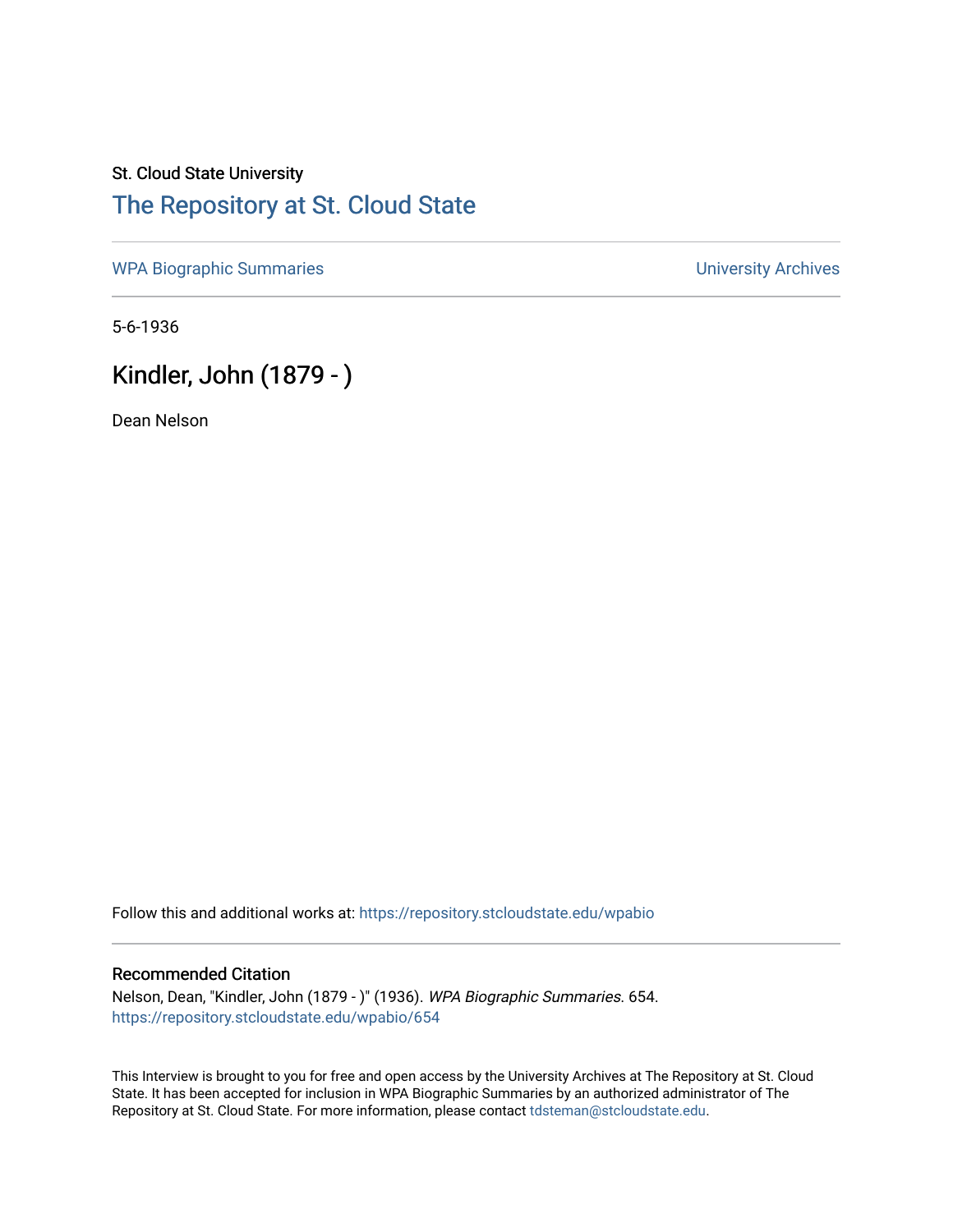St. Cloud State University

# The Repository at St. Cloud State

WPA Biographic Summaries | University Archives

5-6-1936

## Kindler, John (1879 - )

Dean Nelson

Follow this and additional works at: https://repository.stcloudstate.edu/wpabio

### Recommended Citation

Nelson, Dean, "Kindler, John (1879 - )" (1936). *WPA Biographic Summaries.* 654.
https://repository.stcloudstate.edu/wpabio/654

This Interview is brought to you for free and open access by the University Archives at The Repository at St. Cloud State. It has been accepted for inclusion in WPA Biographic Summaries by an authorized administrator of The Repository at St. Cloud State. For more information, please contact tdsteman@stcloudstate.edu.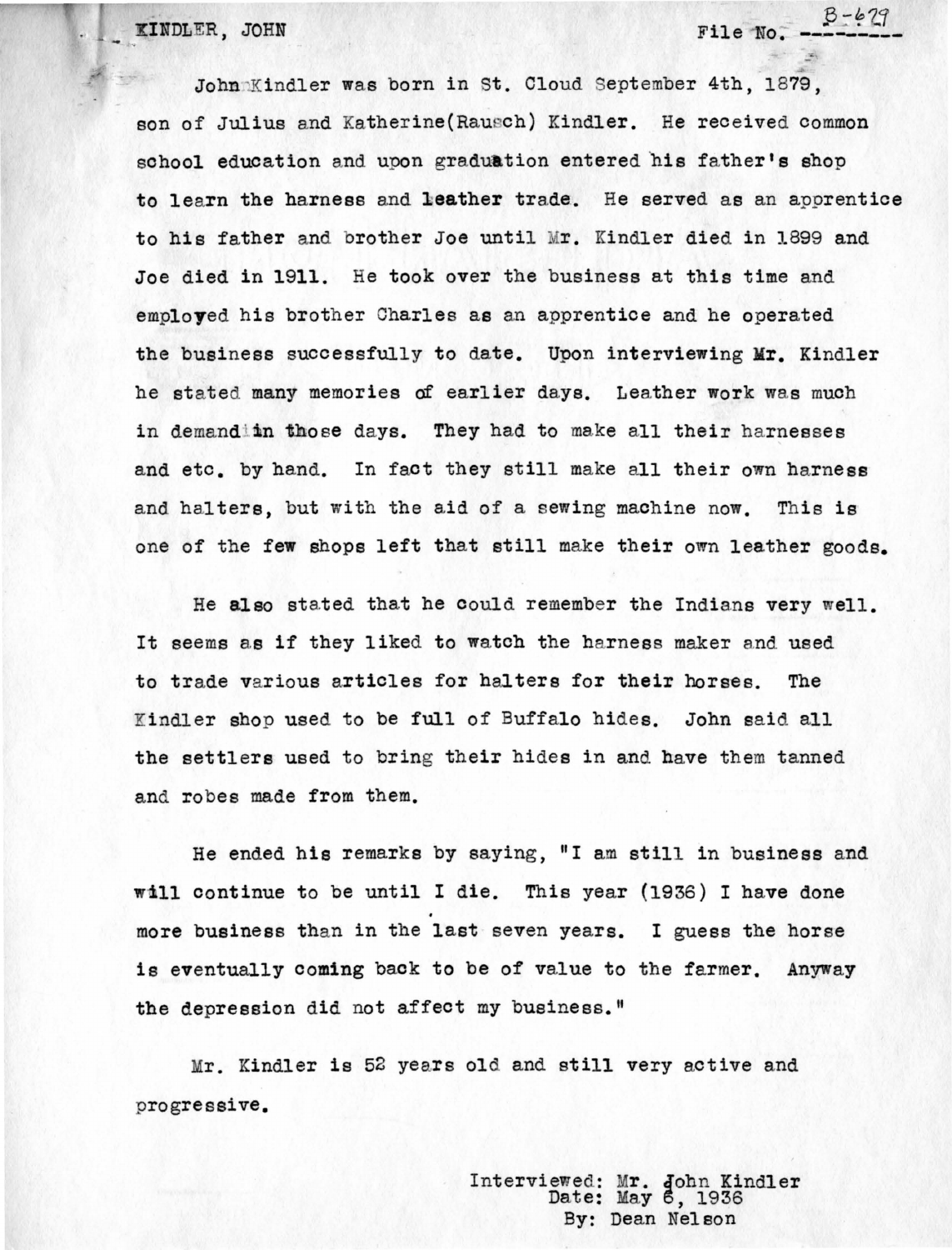KINDLER, JOHN File No. B-629

John Kindler was born in St. Cloud September 4th, 1879, son of Julius and Katherine(Rausch) Kindler. He received common school education and upon graduation entered his father's shop to learn the harness and leather trade. He served as an apprentice to his father and brother Joe until Mr. Kindler died in 1899 and Joe died in 1911. He took over the business at this time and employed his brother Charles as an apprentice and he operated the business successfully to date. Upon interviewing Mr. Kindler he stated many memories of earlier days. Leather work was much in demand in those days. They had to make all their harnesses and etc. by hand. In fact they still make all their own harness and halters, but with the aid of a sewing machine now. This is one of the few shops left that still make their own leather goods.

He also stated that he could remember the Indians very well. It seems as if they liked to watch the harness maker and used to trade various articles for halters for their horses. The Kindler shop used to be full of Buffalo hides. John said all the settlers used to bring their hides in and have them tanned and robes made from them.

He ended his remarks by saying, "I am still in business and will continue to be until I die. This year (1936) I have done more business than in the last seven years. I guess the horse is eventually coming back to be of value to the farmer. Anyway the depression did not affect my business."

Mr. Kindler is 52 years old and still very active and progressive.

Interviewed: Mr. John Kindler
Date: May 6, 1936
By: Dean Nelson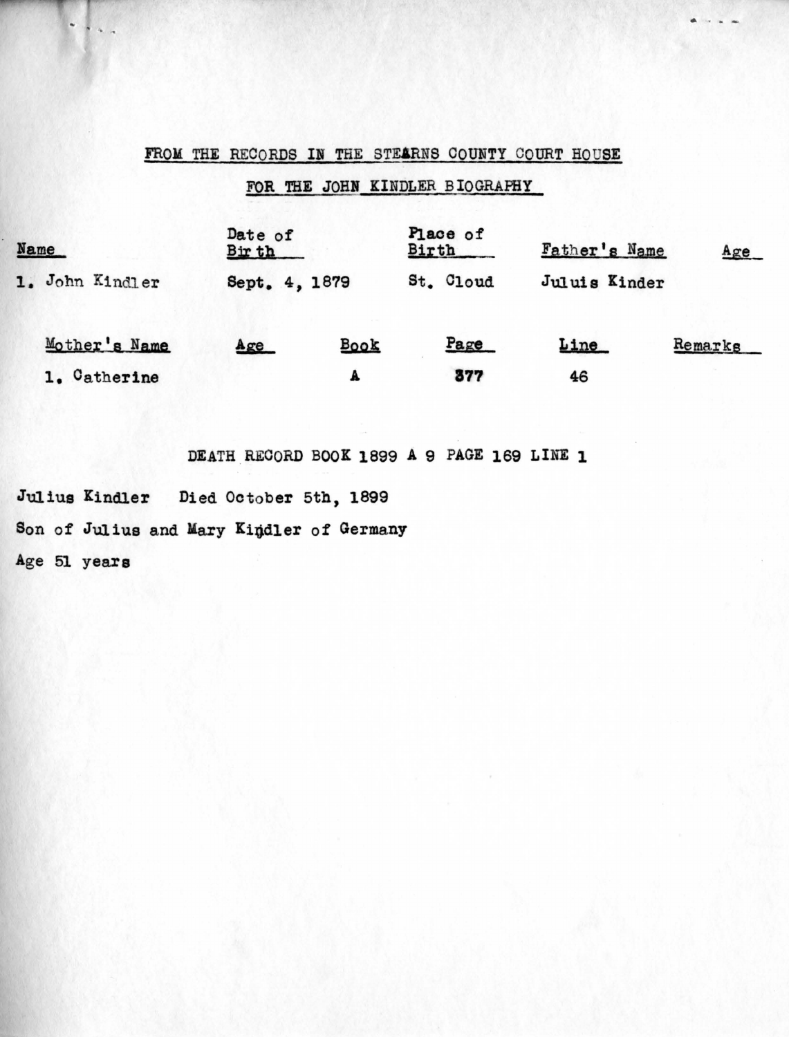FROM THE RECORDS IN THE STEARNS COUNTY COURT HOUSE

FOR THE JOHN KINDLER BIOGRAPHY

| Name | Date of Birth | Place of Birth | Father's Name | Age |
|---|---|---|---|---|
| 1. John Kindler | Sept. 4, 1879 | St. Cloud | Juluis Kinder | |

| Mother's Name | Age | Book | Page | Line | Remarks |
|---|---|---|---|---|---|
| 1. Catherine | | A | 377 | 46 | |

DEATH RECORD BOOK 1899 A 9 PAGE 169 LINE 1

Julius Kindler Died October 5th, 1899

Son of Julius and Mary Kindler of Germany

Age 51 years